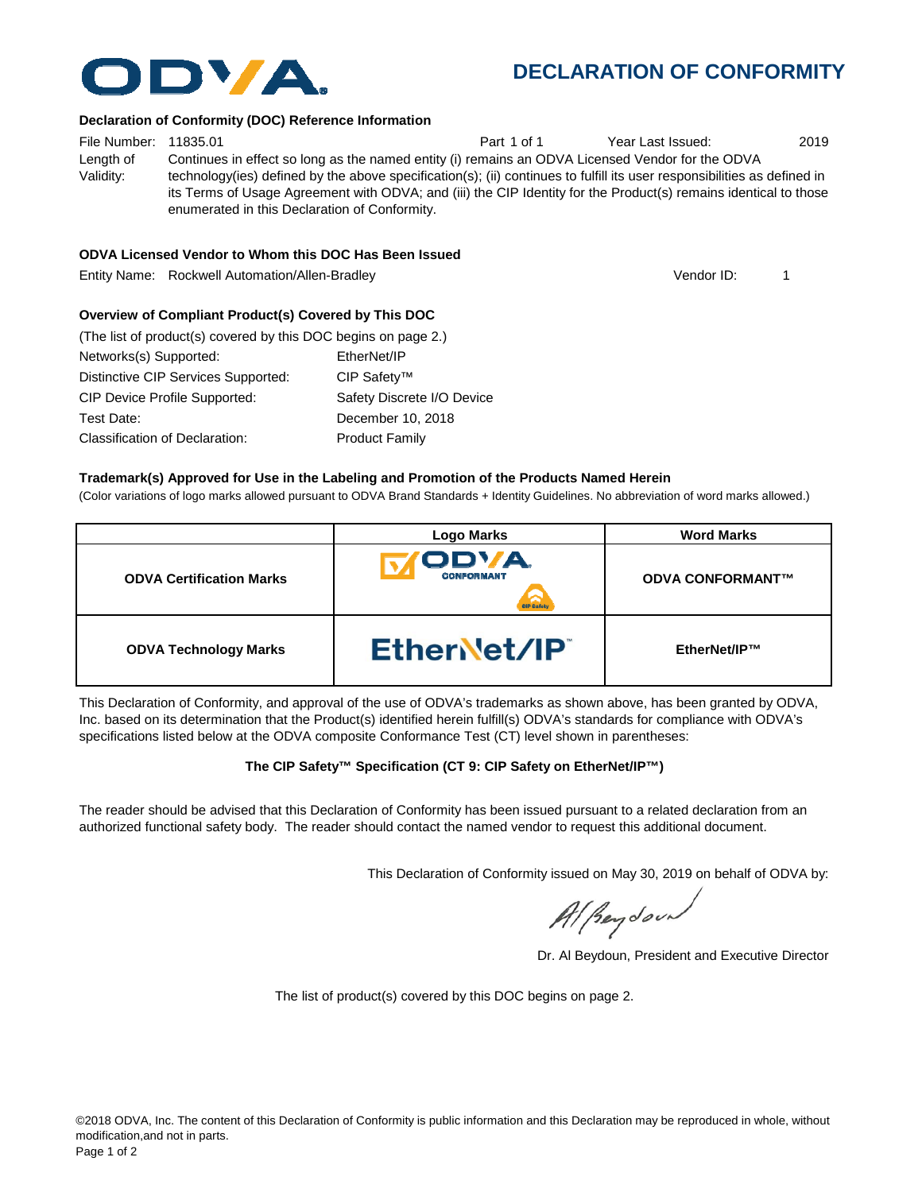# DECLARATION OF CONFORMITY

### Declaration of Conformity (DOC) Reference Information

File Number: 11835.01 Part 1 of 1 Year Last Issued: 2019

Length of Validity: Continues in effect so long as the named entity (i) remains an ODVA Licensed Vendor for the ODVA technology(ies) defined by the above specification(s); (ii) continues to fulfill its user responsibilities as defined in its Terms of Usage Agreement with ODVA; and (iii) the CIP Identity for the Product(s) remains identical to those enumerated in this Declaration of Conformity.

### ODVA Licensed Vendor to Whom this DOC Has Been Issued

Entity Name: Rockwell Automation/Allen-Bradley Vendor ID: 1

### Overview of Compliant Product(s) Covered by This DOC

(The list of product(s) covered by this DOC begins on page 2.)

| | |
|---|---|
| Networks(s) Supported: | EtherNet/IP |
| Distinctive CIP Services Supported: | CIP Safety™ |
| CIP Device Profile Supported: | Safety Discrete I/O Device |
| Test Date: | December 10, 2018 |
| Classification of Declaration: | Product Family |

### Trademark(s) Approved for Use in the Labeling and Promotion of the Products Named Herein

(Color variations of logo marks allowed pursuant to ODVA Brand Standards + Identity Guidelines. No abbreviation of word marks allowed.)

| | Logo Marks | Word Marks |
|---|---|---|
| **ODVA Certification Marks** | ODVA CONFORMANT (CIP Safety) | **ODVA CONFORMANT™** |
| **ODVA Technology Marks** | EtherNet/IP™ | **EtherNet/IP™** |

This Declaration of Conformity, and approval of the use of ODVA's trademarks as shown above, has been granted by ODVA, Inc. based on its determination that the Product(s) identified herein fulfill(s) ODVA's standards for compliance with ODVA's specifications listed below at the ODVA composite Conformance Test (CT) level shown in parentheses:

**The CIP Safety™ Specification (CT 9: CIP Safety on EtherNet/IP™)**

The reader should be advised that this Declaration of Conformity has been issued pursuant to a related declaration from an authorized functional safety body. The reader should contact the named vendor to request this additional document.

This Declaration of Conformity issued on May 30, 2019 on behalf of ODVA by:

Dr. Al Beydoun, President and Executive Director

The list of product(s) covered by this DOC begins on page 2.

©2018 ODVA, Inc. The content of this Declaration of Conformity is public information and this Declaration may be reproduced in whole, without modification,and not in parts.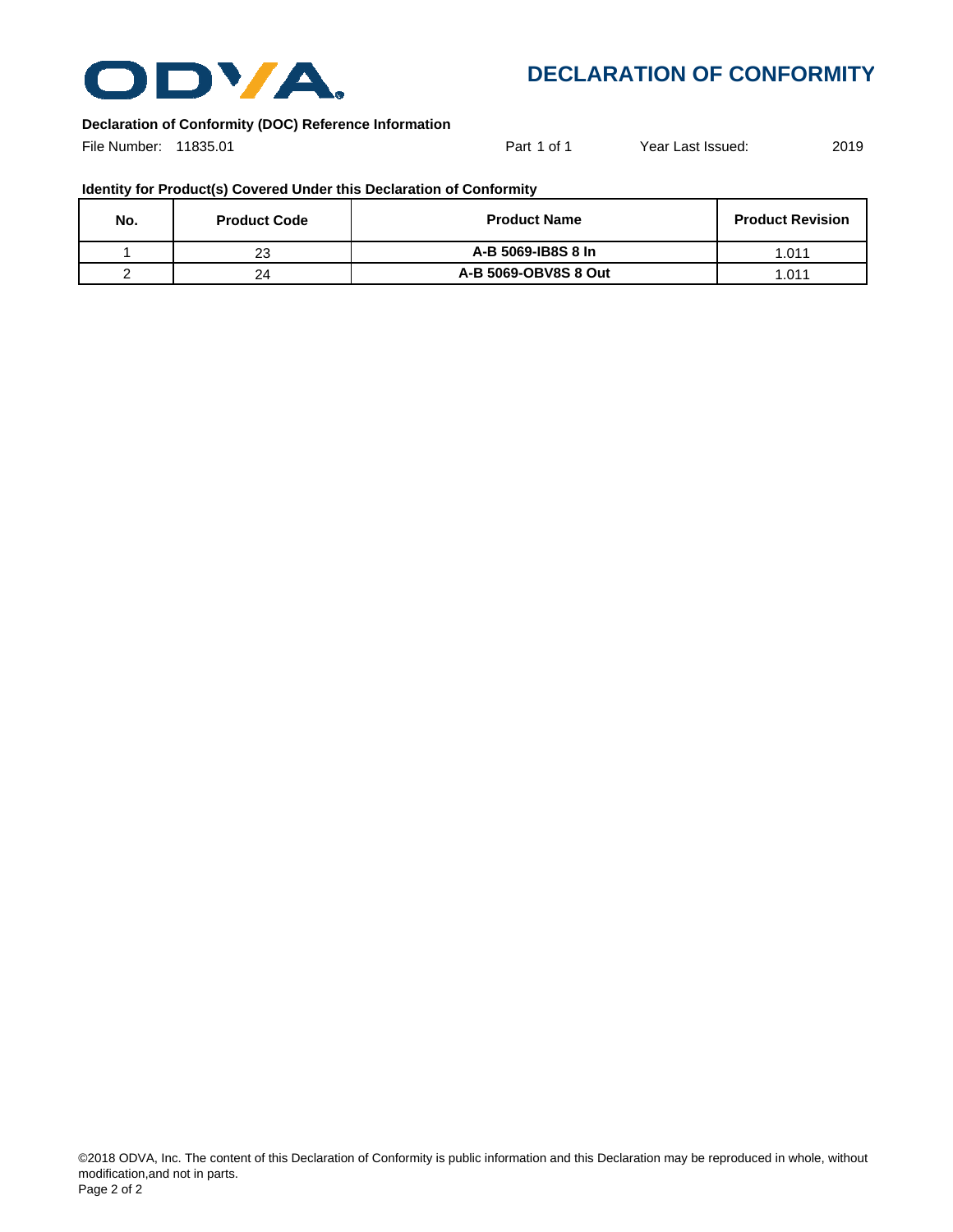# DECLARATION OF CONFORMITY

**Declaration of Conformity (DOC) Reference Information**

File Number: 11835.01 Part 1 of 1 Year Last Issued: 2019

**Identity for Product(s) Covered Under this Declaration of Conformity**

| No. | Product Code | Product Name | Product Revision |
|---|---|---|---|
| 1 | 23 | **A-B 5069-IB8S 8 In** | 1.011 |
| 2 | 24 | **A-B 5069-OBV8S 8 Out** | 1.011 |

©2018 ODVA, Inc. The content of this Declaration of Conformity is public information and this Declaration may be reproduced in whole, without modification,and not in parts.